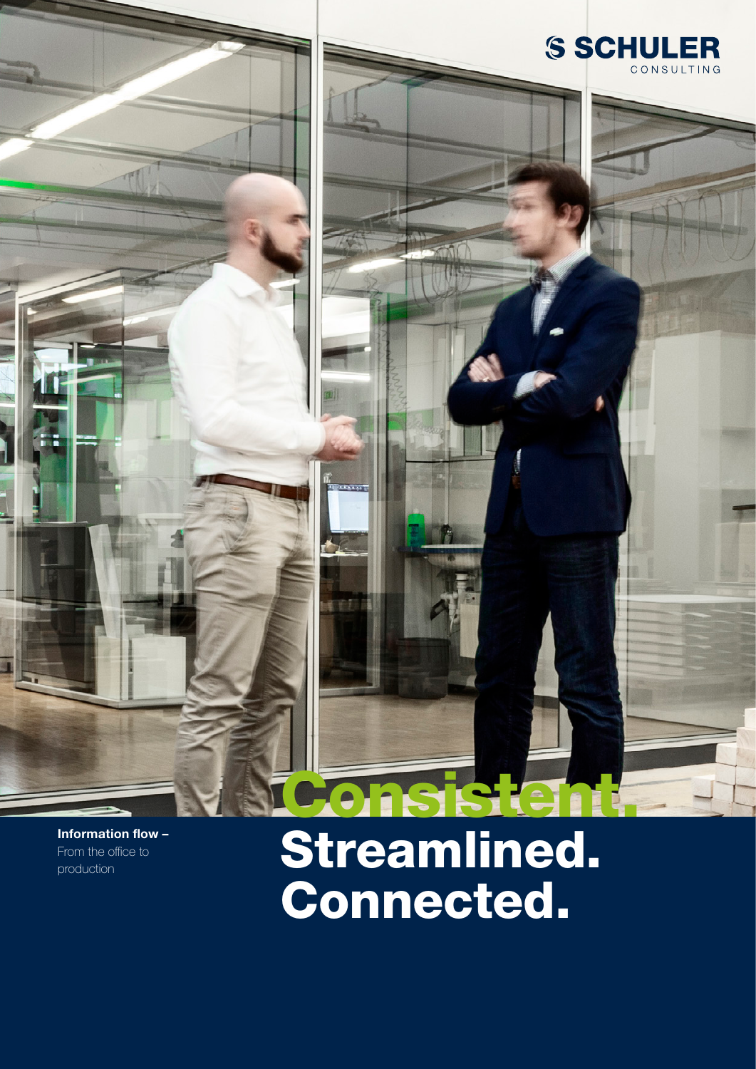SCHULER CONSULTING

# Consistent. Streamlined. Connected.

**Information flow –** From the office to production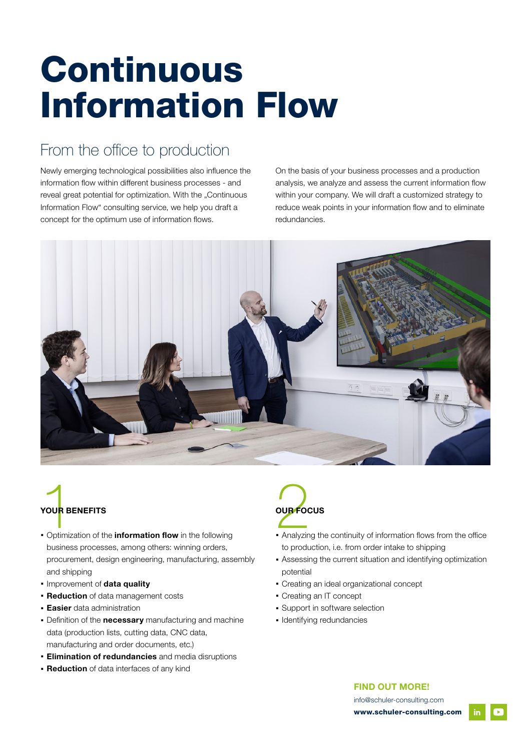# Continuous Information Flow

## From the office to production

Newly emerging technological possibilities also influence the information flow within different business processes - and reveal great potential for optimization. With the „Continuous Information Flow“ consulting service, we help you draft a concept for the optimum use of information flows.

On the basis of your business processes and a production analysis, we analyze and assess the current information flow within your company. We will draft a customized strategy to reduce weak points in your information flow and to eliminate redundancies.

### 1 YOUR BENEFITS

- Optimization of the **information flow** in the following business processes, among others: winning orders, procurement, design engineering, manufacturing, assembly and shipping
- Improvement of **data quality**
- **Reduction** of data management costs
- **Easier** data administration
- Definition of the **necessary** manufacturing and machine data (production lists, cutting data, CNC data, manufacturing and order documents, etc.)
- **Elimination of redundancies** and media disruptions
- **Reduction** of data interfaces of any kind

### 2 OUR FOCUS

- Analyzing the continuity of information flows from the office to production, i.e. from order intake to shipping
- Assessing the current situation and identifying optimization potential
- Creating an ideal organizational concept
- Creating an IT concept
- Support in software selection
- Identifying redundancies

**FIND OUT MORE!**

info@schuler-consulting.com

**www.schuler-consulting.com**